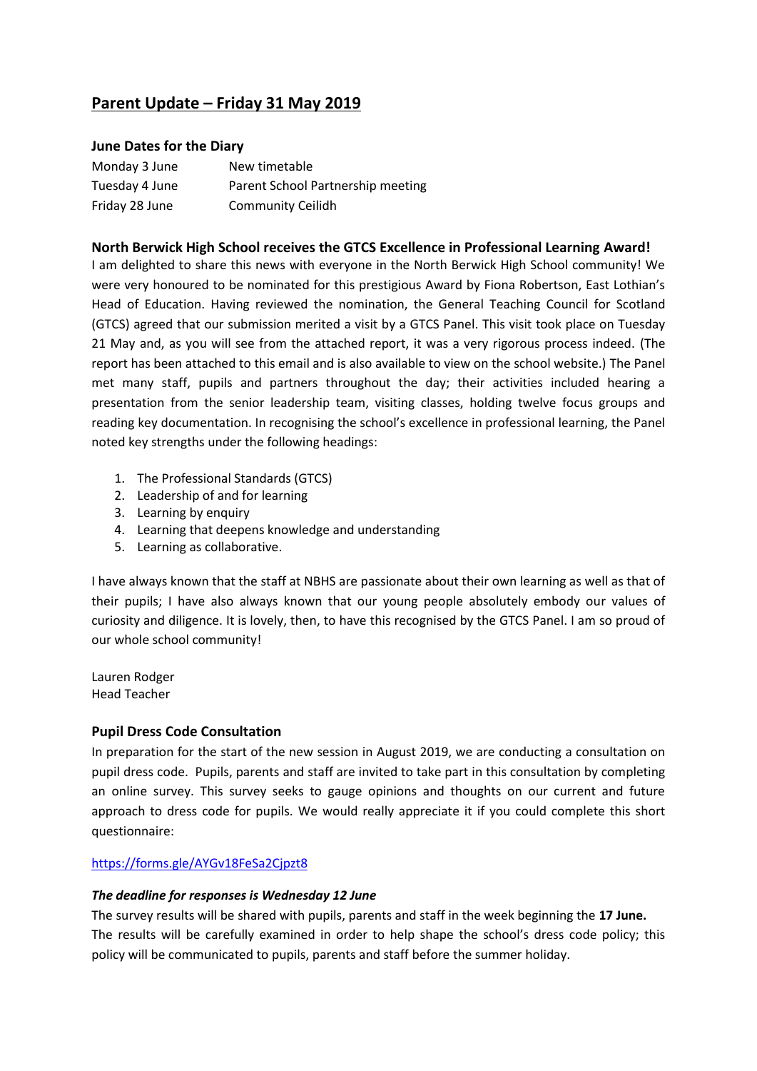# Parent Update – Friday 31 May 2019

### June Dates for the Diary

| | |
|---|---|
| Monday 3 June | New timetable |
| Tuesday 4 June | Parent School Partnership meeting |
| Friday 28 June | Community Ceilidh |

### North Berwick High School receives the GTCS Excellence in Professional Learning Award!

I am delighted to share this news with everyone in the North Berwick High School community! We were very honoured to be nominated for this prestigious Award by Fiona Robertson, East Lothian's Head of Education. Having reviewed the nomination, the General Teaching Council for Scotland (GTCS) agreed that our submission merited a visit by a GTCS Panel. This visit took place on Tuesday 21 May and, as you will see from the attached report, it was a very rigorous process indeed. (The report has been attached to this email and is also available to view on the school website.) The Panel met many staff, pupils and partners throughout the day; their activities included hearing a presentation from the senior leadership team, visiting classes, holding twelve focus groups and reading key documentation. In recognising the school's excellence in professional learning, the Panel noted key strengths under the following headings:

1. The Professional Standards (GTCS)
2. Leadership of and for learning
3. Learning by enquiry
4. Learning that deepens knowledge and understanding
5. Learning as collaborative.

I have always known that the staff at NBHS are passionate about their own learning as well as that of their pupils; I have also always known that our young people absolutely embody our values of curiosity and diligence. It is lovely, then, to have this recognised by the GTCS Panel. I am so proud of our whole school community!

Lauren Rodger
Head Teacher

### Pupil Dress Code Consultation

In preparation for the start of the new session in August 2019, we are conducting a consultation on pupil dress code. Pupils, parents and staff are invited to take part in this consultation by completing an online survey. This survey seeks to gauge opinions and thoughts on our current and future approach to dress code for pupils. We would really appreciate it if you could complete this short questionnaire:

https://forms.gle/AYGv18FeSa2Cjpzt8

***The deadline for responses is Wednesday 12 June***

The survey results will be shared with pupils, parents and staff in the week beginning the **17 June.** The results will be carefully examined in order to help shape the school's dress code policy; this policy will be communicated to pupils, parents and staff before the summer holiday.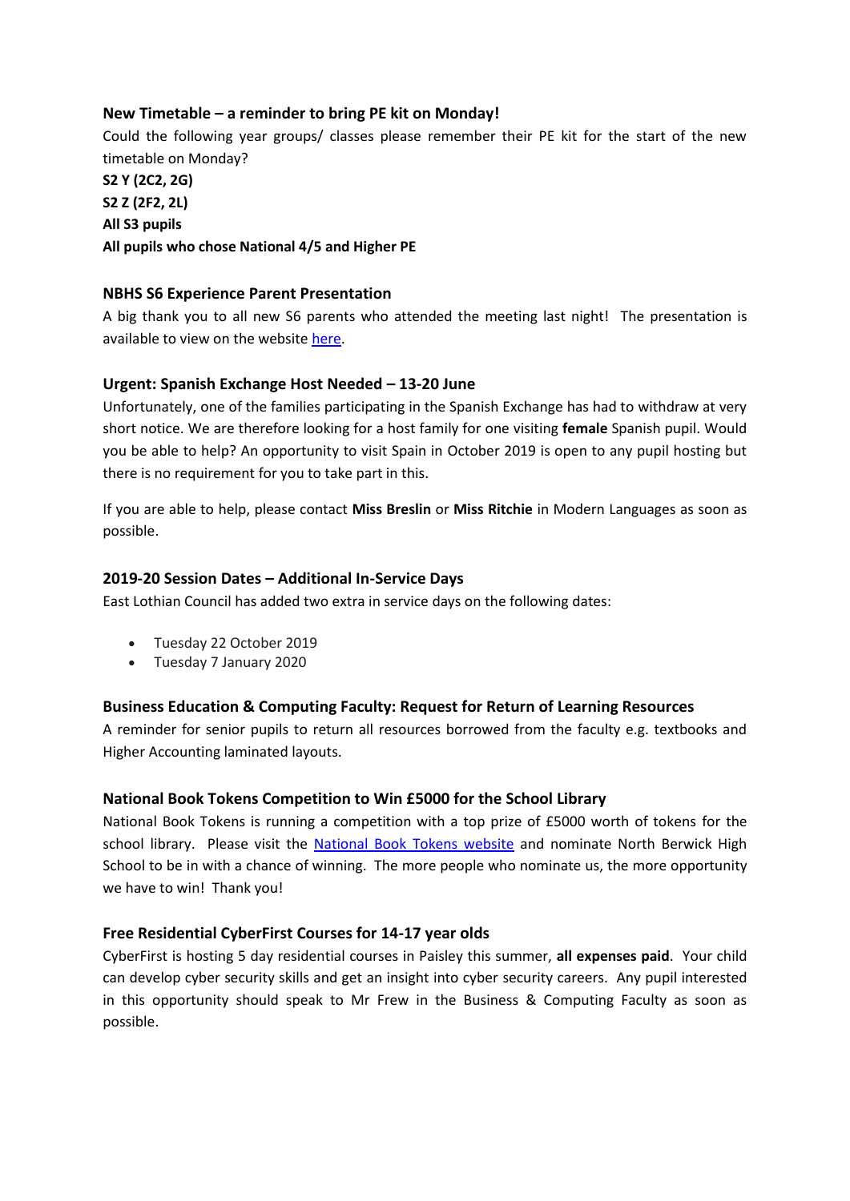### New Timetable – a reminder to bring PE kit on Monday!

Could the following year groups/ classes please remember their PE kit for the start of the new timetable on Monday?

**S2 Y (2C2, 2G)**
**S2 Z (2F2, 2L)**
**All S3 pupils**
**All pupils who chose National 4/5 and Higher PE**

### NBHS S6 Experience Parent Presentation

A big thank you to all new S6 parents who attended the meeting last night! The presentation is available to view on the website [here](here).

### Urgent: Spanish Exchange Host Needed – 13-20 June

Unfortunately, one of the families participating in the Spanish Exchange has had to withdraw at very short notice. We are therefore looking for a host family for one visiting **female** Spanish pupil. Would you be able to help? An opportunity to visit Spain in October 2019 is open to any pupil hosting but there is no requirement for you to take part in this.

If you are able to help, please contact **Miss Breslin** or **Miss Ritchie** in Modern Languages as soon as possible.

### 2019-20 Session Dates – Additional In-Service Days

East Lothian Council has added two extra in service days on the following dates:

- Tuesday 22 October 2019
- Tuesday 7 January 2020

### Business Education & Computing Faculty: Request for Return of Learning Resources

A reminder for senior pupils to return all resources borrowed from the faculty e.g. textbooks and Higher Accounting laminated layouts.

### National Book Tokens Competition to Win £5000 for the School Library

National Book Tokens is running a competition with a top prize of £5000 worth of tokens for the school library. Please visit the [National Book Tokens website](National Book Tokens website) and nominate North Berwick High School to be in with a chance of winning. The more people who nominate us, the more opportunity we have to win! Thank you!

### Free Residential CyberFirst Courses for 14-17 year olds

CyberFirst is hosting 5 day residential courses in Paisley this summer, **all expenses paid**. Your child can develop cyber security skills and get an insight into cyber security careers. Any pupil interested in this opportunity should speak to Mr Frew in the Business & Computing Faculty as soon as possible.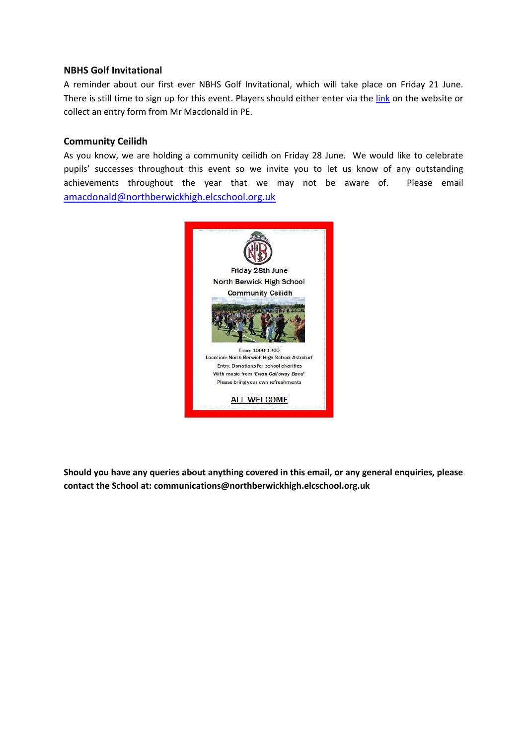### NBHS Golf Invitational

A reminder about our first ever NBHS Golf Invitational, which will take place on Friday 21 June. There is still time to sign up for this event. Players should either enter via the link on the website or collect an entry form from Mr Macdonald in PE.

### Community Ceilidh

As you know, we are holding a community ceilidh on Friday 28 June. We would like to celebrate pupils' successes throughout this event so we invite you to let us know of any outstanding achievements throughout the year that we may not be aware of. Please email amacdonald@northberwickhigh.elcschool.org.uk

Friday 28th June

North Berwick High School

Community Ceilidh

Time: 1000-1200

Location: North Berwick High School Astroturf

Entry: Donations for school charities

With music from *'Ewan Galloway Band'*

Please bring your own refreshments

ALL WELCOME

**Should you have any queries about anything covered in this email, or any general enquiries, please contact the School at: communications@northberwickhigh.elcschool.org.uk**